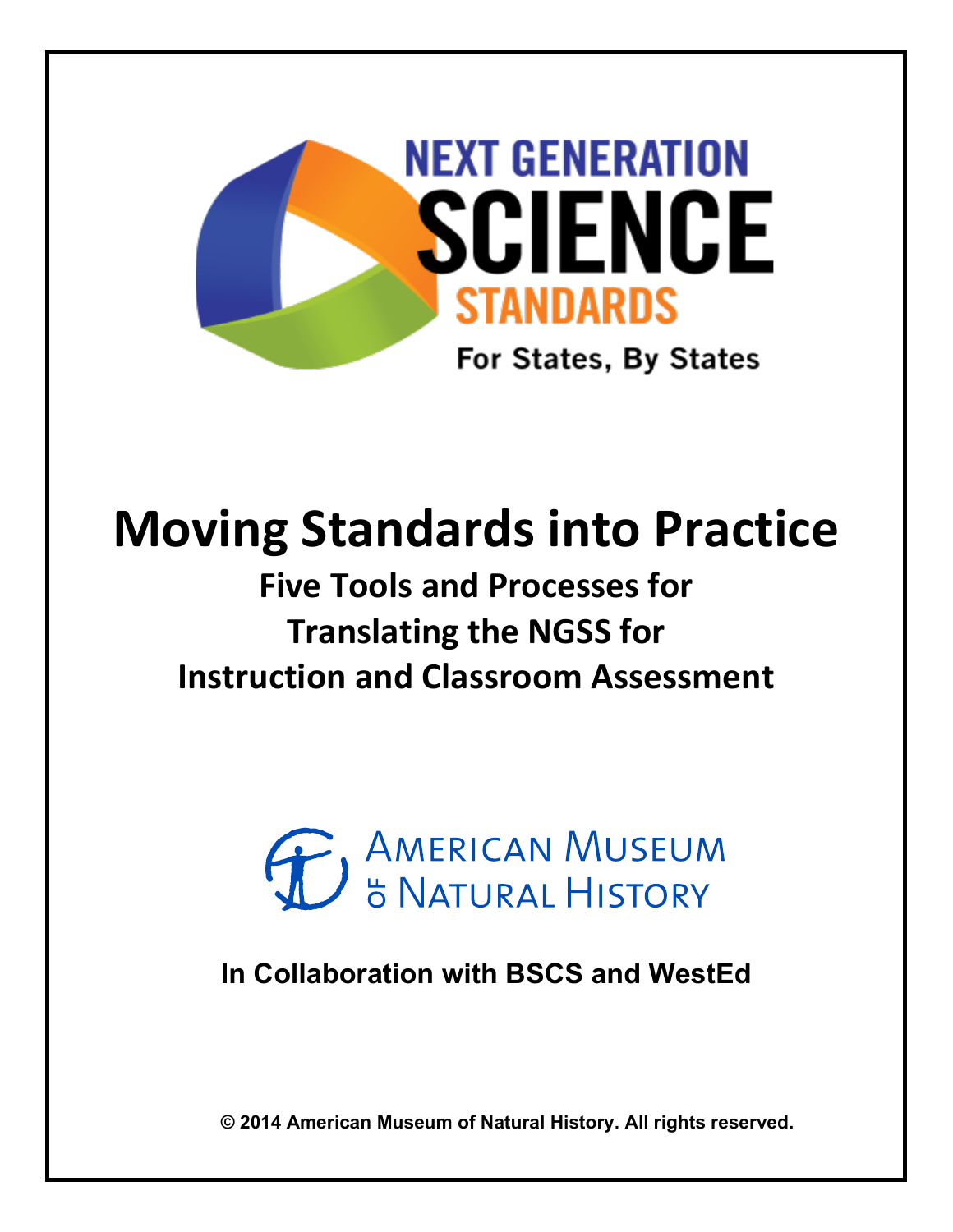NEXT GENERATION SCIENCE STANDARDS

For States, By States

# Moving Standards into Practice

## Five Tools and Processes for Translating the NGSS for Instruction and Classroom Assessment

AMERICAN MUSEUM of NATURAL HISTORY

**In Collaboration with BSCS and WestEd**

**© 2014 American Museum of Natural History. All rights reserved.**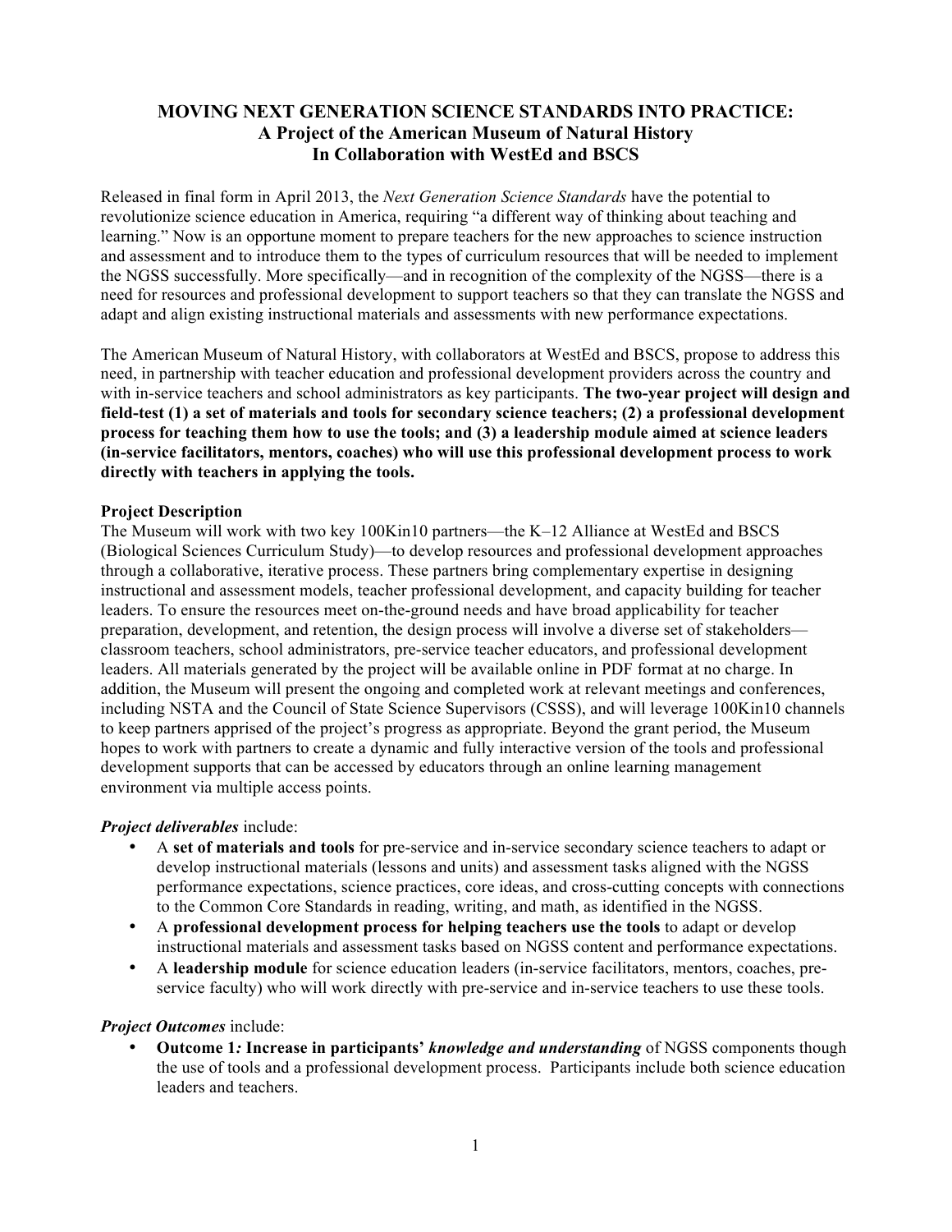# MOVING NEXT GENERATION SCIENCE STANDARDS INTO PRACTICE:
## A Project of the American Museum of Natural History
## In Collaboration with WestEd and BSCS

Released in final form in April 2013, the *Next Generation Science Standards* have the potential to revolutionize science education in America, requiring "a different way of thinking about teaching and learning." Now is an opportune moment to prepare teachers for the new approaches to science instruction and assessment and to introduce them to the types of curriculum resources that will be needed to implement the NGSS successfully. More specifically—and in recognition of the complexity of the NGSS—there is a need for resources and professional development to support teachers so that they can translate the NGSS and adapt and align existing instructional materials and assessments with new performance expectations.

The American Museum of Natural History, with collaborators at WestEd and BSCS, propose to address this need, in partnership with teacher education and professional development providers across the country and with in-service teachers and school administrators as key participants. **The two-year project will design and field-test (1) a set of materials and tools for secondary science teachers; (2) a professional development process for teaching them how to use the tools; and (3) a leadership module aimed at science leaders (in-service facilitators, mentors, coaches) who will use this professional development process to work directly with teachers in applying the tools.**

**Project Description**

The Museum will work with two key 100Kin10 partners—the K–12 Alliance at WestEd and BSCS (Biological Sciences Curriculum Study)—to develop resources and professional development approaches through a collaborative, iterative process. These partners bring complementary expertise in designing instructional and assessment models, teacher professional development, and capacity building for teacher leaders. To ensure the resources meet on-the-ground needs and have broad applicability for teacher preparation, development, and retention, the design process will involve a diverse set of stakeholders—classroom teachers, school administrators, pre-service teacher educators, and professional development leaders. All materials generated by the project will be available online in PDF format at no charge. In addition, the Museum will present the ongoing and completed work at relevant meetings and conferences, including NSTA and the Council of State Science Supervisors (CSSS), and will leverage 100Kin10 channels to keep partners apprised of the project's progress as appropriate. Beyond the grant period, the Museum hopes to work with partners to create a dynamic and fully interactive version of the tools and professional development supports that can be accessed by educators through an online learning management environment via multiple access points.

***Project deliverables*** include:

- A **set of materials and tools** for pre-service and in-service secondary science teachers to adapt or develop instructional materials (lessons and units) and assessment tasks aligned with the NGSS performance expectations, science practices, core ideas, and cross-cutting concepts with connections to the Common Core Standards in reading, writing, and math, as identified in the NGSS.
- A **professional development process for helping teachers use the tools** to adapt or develop instructional materials and assessment tasks based on NGSS content and performance expectations.
- A **leadership module** for science education leaders (in-service facilitators, mentors, coaches, pre-service faculty) who will work directly with pre-service and in-service teachers to use these tools.

***Project Outcomes*** include:

- **Outcome 1*:* Increase in participants' *knowledge and understanding*** of NGSS components though the use of tools and a professional development process. Participants include both science education leaders and teachers.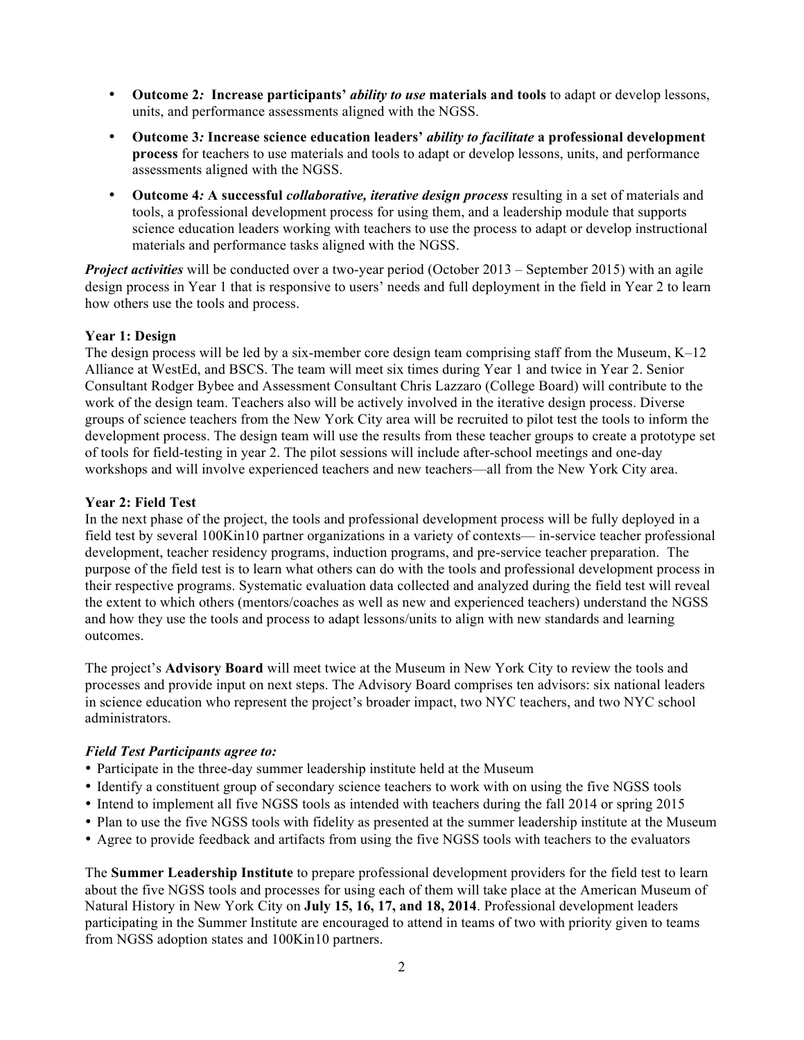- **Outcome 2*:* Increase participants' *ability to use* materials and tools** to adapt or develop lessons, units, and performance assessments aligned with the NGSS.
- **Outcome 3*:* Increase science education leaders' *ability to facilitate* a professional development process** for teachers to use materials and tools to adapt or develop lessons, units, and performance assessments aligned with the NGSS.
- **Outcome 4*:* A successful *collaborative, iterative design process*** resulting in a set of materials and tools, a professional development process for using them, and a leadership module that supports science education leaders working with teachers to use the process to adapt or develop instructional materials and performance tasks aligned with the NGSS.

***Project activities*** will be conducted over a two-year period (October 2013 – September 2015) with an agile design process in Year 1 that is responsive to users' needs and full deployment in the field in Year 2 to learn how others use the tools and process.

**Year 1: Design**
The design process will be led by a six-member core design team comprising staff from the Museum, K–12 Alliance at WestEd, and BSCS. The team will meet six times during Year 1 and twice in Year 2. Senior Consultant Rodger Bybee and Assessment Consultant Chris Lazzaro (College Board) will contribute to the work of the design team. Teachers also will be actively involved in the iterative design process. Diverse groups of science teachers from the New York City area will be recruited to pilot test the tools to inform the development process. The design team will use the results from these teacher groups to create a prototype set of tools for field-testing in year 2. The pilot sessions will include after-school meetings and one-day workshops and will involve experienced teachers and new teachers—all from the New York City area.

**Year 2: Field Test**
In the next phase of the project, the tools and professional development process will be fully deployed in a field test by several 100Kin10 partner organizations in a variety of contexts— in-service teacher professional development, teacher residency programs, induction programs, and pre-service teacher preparation. The purpose of the field test is to learn what others can do with the tools and professional development process in their respective programs. Systematic evaluation data collected and analyzed during the field test will reveal the extent to which others (mentors/coaches as well as new and experienced teachers) understand the NGSS and how they use the tools and process to adapt lessons/units to align with new standards and learning outcomes.

The project's **Advisory Board** will meet twice at the Museum in New York City to review the tools and processes and provide input on next steps. The Advisory Board comprises ten advisors: six national leaders in science education who represent the project's broader impact, two NYC teachers, and two NYC school administrators.

***Field Test Participants agree to:***

- Participate in the three-day summer leadership institute held at the Museum
- Identify a constituent group of secondary science teachers to work with on using the five NGSS tools
- Intend to implement all five NGSS tools as intended with teachers during the fall 2014 or spring 2015
- Plan to use the five NGSS tools with fidelity as presented at the summer leadership institute at the Museum
- Agree to provide feedback and artifacts from using the five NGSS tools with teachers to the evaluators

The **Summer Leadership Institute** to prepare professional development providers for the field test to learn about the five NGSS tools and processes for using each of them will take place at the American Museum of Natural History in New York City on **July 15, 16, 17, and 18, 2014**. Professional development leaders participating in the Summer Institute are encouraged to attend in teams of two with priority given to teams from NGSS adoption states and 100Kin10 partners.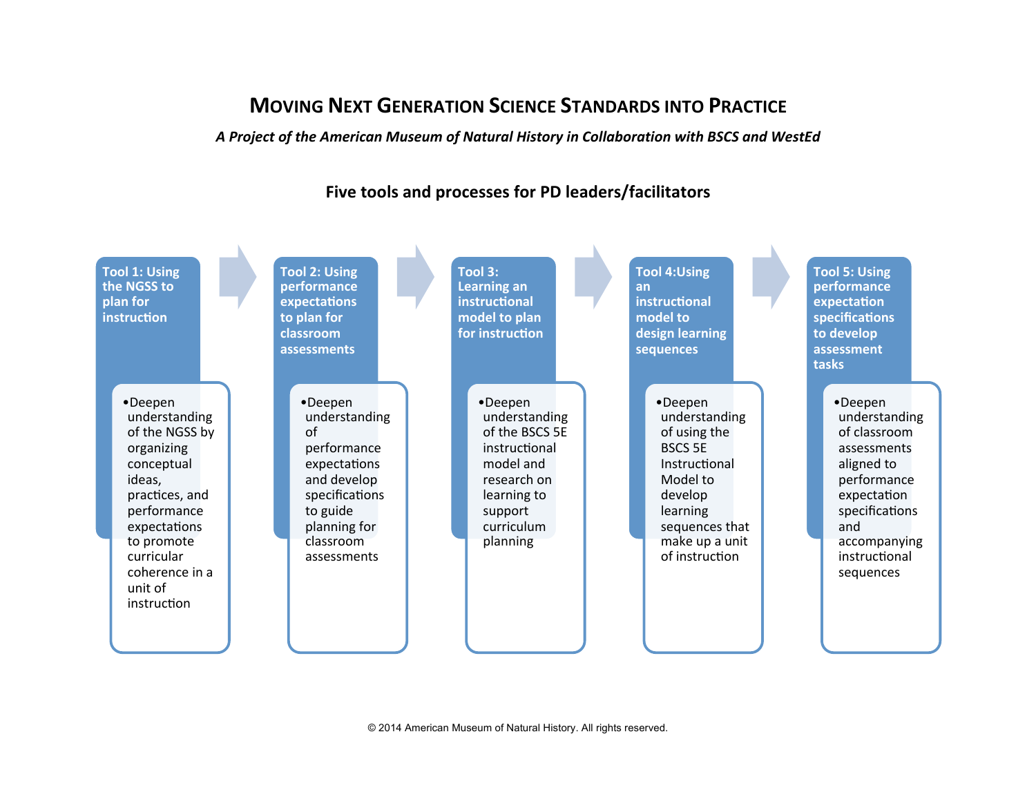# MOVING NEXT GENERATION SCIENCE STANDARDS INTO PRACTICE

*A Project of the American Museum of Natural History in Collaboration with BSCS and WestEd*

## Five tools and processes for PD leaders/facilitators

**Tool 1: Using the NGSS to plan for instruction**

- Deepen understanding of the NGSS by organizing conceptual ideas, practices, and performance expectations to promote curricular coherence in a unit of instruction

**Tool 2: Using performance expectations to plan for classroom assessments**

- Deepen understanding of performance expectations and develop specifications to guide planning for classroom assessments

**Tool 3: Learning an instructional model to plan for instruction**

- Deepen understanding of the BSCS 5E instructional model and research on learning to support curriculum planning

**Tool 4: Using an instructional model to design learning sequences**

- Deepen understanding of using the BSCS 5E Instructional Model to develop learning sequences that make up a unit of instruction

**Tool 5: Using performance expectation specifications to develop assessment tasks**

- Deepen understanding of classroom assessments aligned to performance expectation specifications and accompanying instructional sequences

© 2014 American Museum of Natural History. All rights reserved.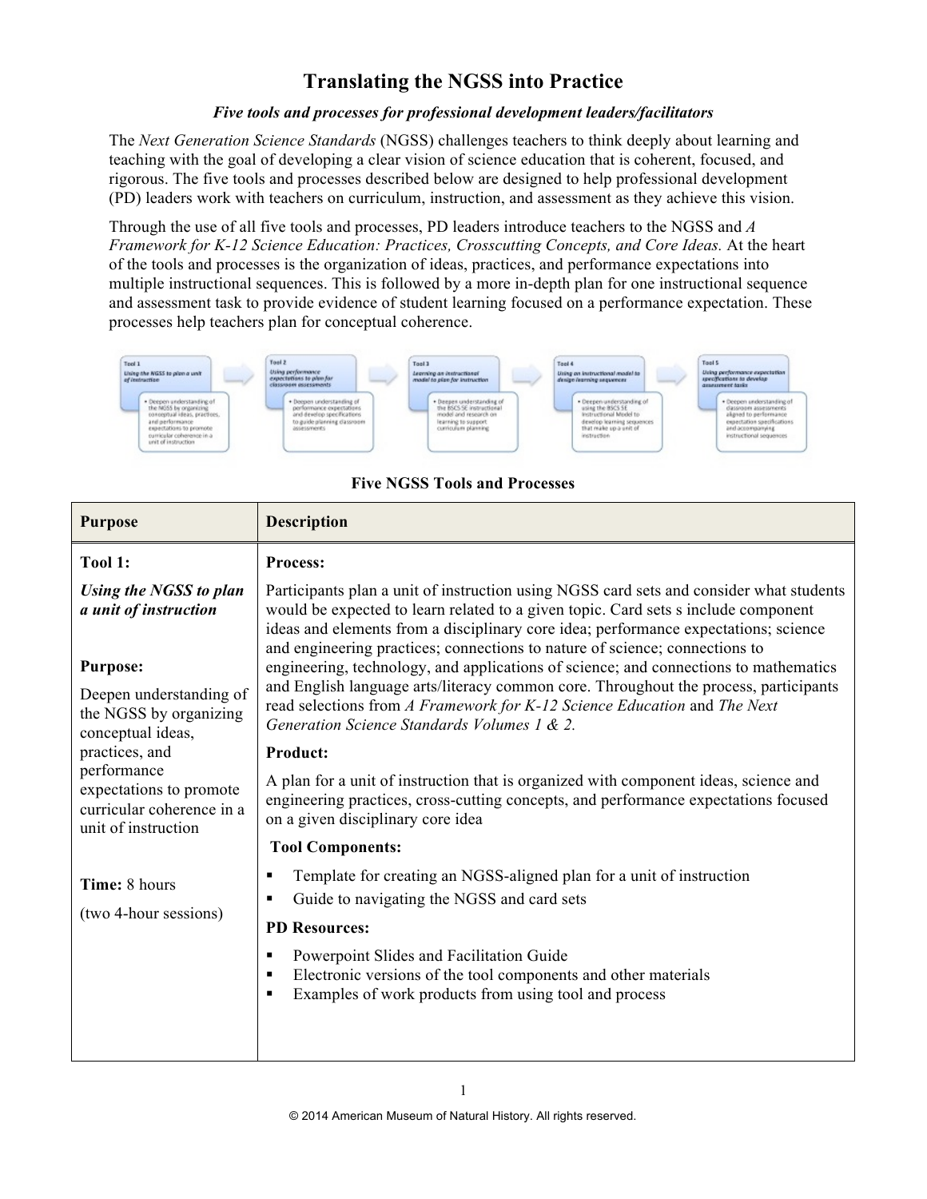# Translating the NGSS into Practice

***Five tools and processes for professional development leaders/facilitators***

The *Next Generation Science Standards* (NGSS) challenges teachers to think deeply about learning and teaching with the goal of developing a clear vision of science education that is coherent, focused, and rigorous. The five tools and processes described below are designed to help professional development (PD) leaders work with teachers on curriculum, instruction, and assessment as they achieve this vision.

Through the use of all five tools and processes, PD leaders introduce teachers to the NGSS and *A Framework for K-12 Science Education: Practices, Crosscutting Concepts, and Core Ideas.* At the heart of the tools and processes is the organization of ideas, practices, and performance expectations into multiple instructional sequences. This is followed by a more in-depth plan for one instructional sequence and assessment task to provide evidence of student learning focused on a performance expectation. These processes help teachers plan for conceptual coherence.

**Five NGSS Tools and Processes**

| Purpose | Description |
|---|---|
| **Tool 1:**<br><br>***Using the NGSS to plan a unit of instruction***<br><br>**Purpose:**<br><br>Deepen understanding of the NGSS by organizing conceptual ideas, practices, and performance expectations to promote curricular coherence in a unit of instruction<br><br>**Time:** 8 hours<br><br>(two 4-hour sessions) | **Process:**<br><br>Participants plan a unit of instruction using NGSS card sets and consider what students would be expected to learn related to a given topic. Card sets s include component ideas and elements from a disciplinary core idea; performance expectations; science and engineering practices; connections to nature of science; connections to engineering, technology, and applications of science; and connections to mathematics and English language arts/literacy common core. Throughout the process, participants read selections from *A Framework for K-12 Science Education* and *The Next Generation Science Standards Volumes 1 & 2.*<br><br>**Product:**<br><br>A plan for a unit of instruction that is organized with component ideas, science and engineering practices, cross-cutting concepts, and performance expectations focused on a given disciplinary core idea<br><br>**Tool Components:**<br><br>▪ Template for creating an NGSS-aligned plan for a unit of instruction<br>▪ Guide to navigating the NGSS and card sets<br><br>**PD Resources:**<br><br>▪ Powerpoint Slides and Facilitation Guide<br>▪ Electronic versions of the tool components and other materials<br>▪ Examples of work products from using tool and process |

© 2014 American Museum of Natural History. All rights reserved.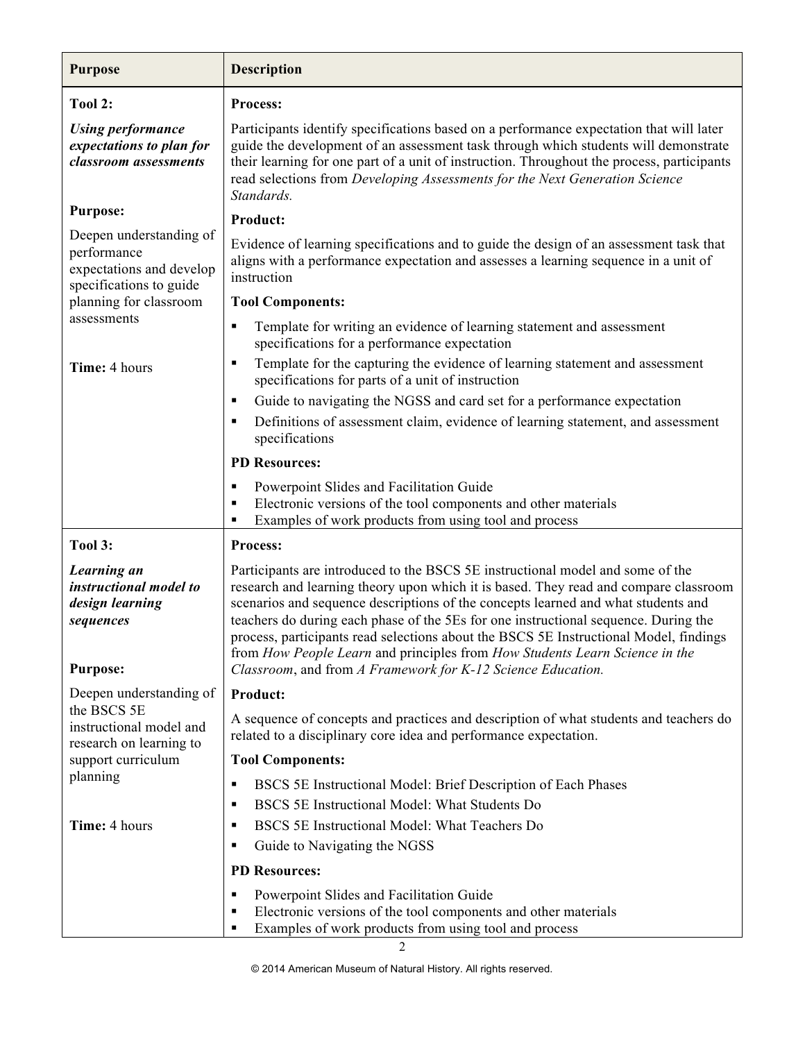| Purpose | Description |
|---|---|
| **Tool 2:**<br><br>***Using performance expectations to plan for classroom assessments***<br><br>**Purpose:**<br><br>Deepen understanding of performance expectations and develop specifications to guide planning for classroom assessments<br><br>**Time:** 4 hours | **Process:**<br><br>Participants identify specifications based on a performance expectation that will later guide the development of an assessment task through which students will demonstrate their learning for one part of a unit of instruction. Throughout the process, participants read selections from *Developing Assessments for the Next Generation Science Standards.*<br><br>**Product:**<br><br>Evidence of learning specifications and to guide the design of an assessment task that aligns with a performance expectation and assesses a learning sequence in a unit of instruction<br><br>**Tool Components:**<br><br>▪ Template for writing an evidence of learning statement and assessment specifications for a performance expectation<br>▪ Template for the capturing the evidence of learning statement and assessment specifications for parts of a unit of instruction<br>▪ Guide to navigating the NGSS and card set for a performance expectation<br>▪ Definitions of assessment claim, evidence of learning statement, and assessment specifications<br><br>**PD Resources:**<br><br>▪ Powerpoint Slides and Facilitation Guide<br>▪ Electronic versions of the tool components and other materials<br>▪ Examples of work products from using tool and process |
| **Tool 3:**<br><br>***Learning an instructional model to design learning sequences***<br><br>**Purpose:**<br><br>Deepen understanding of the BSCS 5E instructional model and research on learning to support curriculum planning<br><br>**Time:** 4 hours | **Process:**<br><br>Participants are introduced to the BSCS 5E instructional model and some of the research and learning theory upon which it is based. They read and compare classroom scenarios and sequence descriptions of the concepts learned and what students and teachers do during each phase of the 5Es for one instructional sequence. During the process, participants read selections about the BSCS 5E Instructional Model, findings from *How People Learn* and principles from *How Students Learn Science in the Classroom*, and from *A Framework for K-12 Science Education.*<br><br>**Product:**<br><br>A sequence of concepts and practices and description of what students and teachers do related to a disciplinary core idea and performance expectation.<br><br>**Tool Components:**<br><br>▪ BSCS 5E Instructional Model: Brief Description of Each Phases<br>▪ BSCS 5E Instructional Model: What Students Do<br>▪ BSCS 5E Instructional Model: What Teachers Do<br>▪ Guide to Navigating the NGSS<br><br>**PD Resources:**<br><br>▪ Powerpoint Slides and Facilitation Guide<br>▪ Electronic versions of the tool components and other materials<br>▪ Examples of work products from using tool and process |

© 2014 American Museum of Natural History. All rights reserved.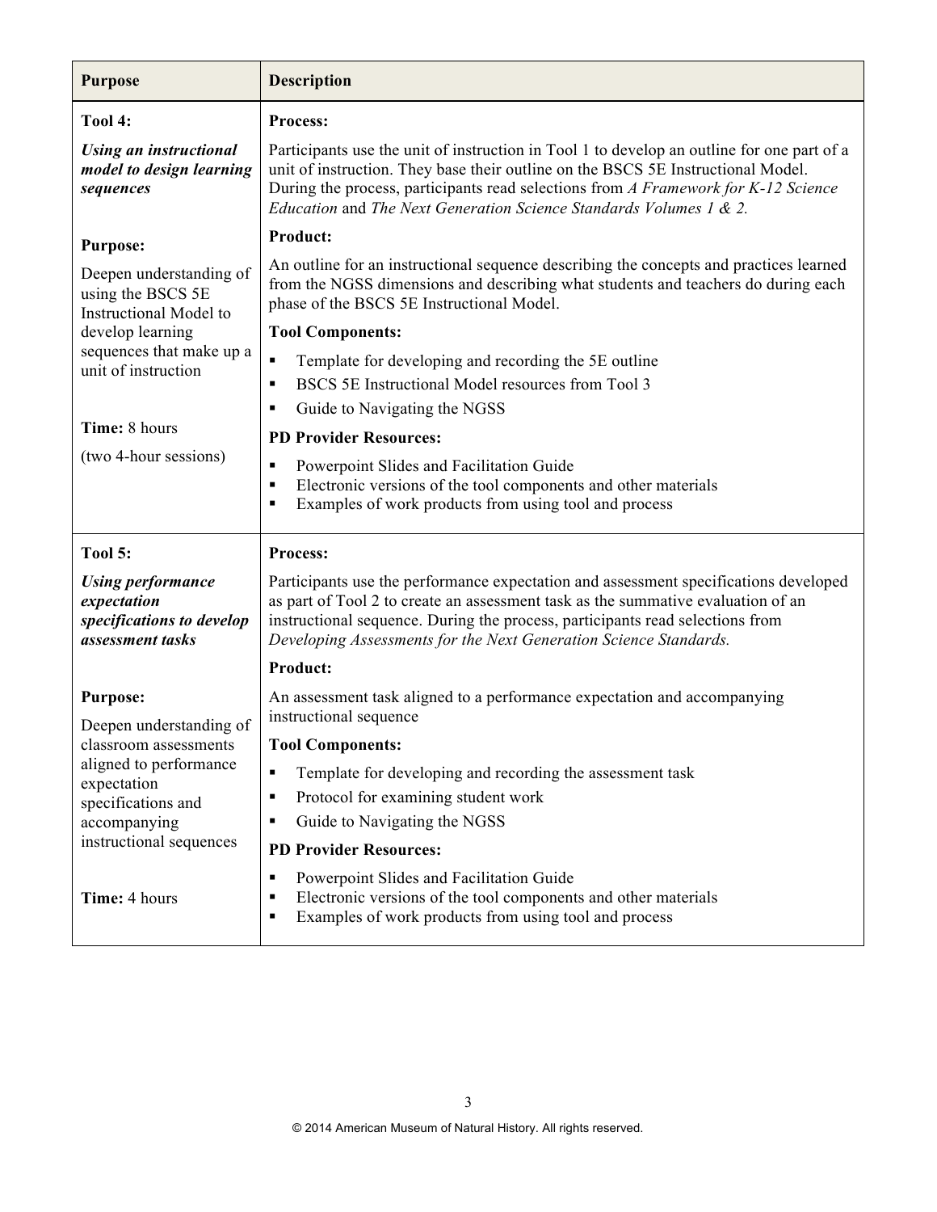| Purpose | Description |
|---|---|
| **Tool 4:**<br><br>***Using an instructional model to design learning sequences***<br><br>**Purpose:**<br><br>Deepen understanding of using the BSCS 5E Instructional Model to develop learning sequences that make up a unit of instruction<br><br>**Time:** 8 hours<br><br>(two 4-hour sessions) | **Process:**<br><br>Participants use the unit of instruction in Tool 1 to develop an outline for one part of a unit of instruction. They base their outline on the BSCS 5E Instructional Model. During the process, participants read selections from *A Framework for K-12 Science Education* and *The Next Generation Science Standards Volumes 1 & 2.*<br><br>**Product:**<br><br>An outline for an instructional sequence describing the concepts and practices learned from the NGSS dimensions and describing what students and teachers do during each phase of the BSCS 5E Instructional Model.<br><br>**Tool Components:**<br><br>▪ Template for developing and recording the 5E outline<br>▪ BSCS 5E Instructional Model resources from Tool 3<br>▪ Guide to Navigating the NGSS<br><br>**PD Provider Resources:**<br><br>▪ Powerpoint Slides and Facilitation Guide<br>▪ Electronic versions of the tool components and other materials<br>▪ Examples of work products from using tool and process |
| **Tool 5:**<br><br>***Using performance expectation specifications to develop assessment tasks***<br><br>**Purpose:**<br><br>Deepen understanding of classroom assessments aligned to performance expectation specifications and accompanying instructional sequences<br><br>**Time:** 4 hours | **Process:**<br><br>Participants use the performance expectation and assessment specifications developed as part of Tool 2 to create an assessment task as the summative evaluation of an instructional sequence. During the process, participants read selections from *Developing Assessments for the Next Generation Science Standards.*<br><br>**Product:**<br><br>An assessment task aligned to a performance expectation and accompanying instructional sequence<br><br>**Tool Components:**<br><br>▪ Template for developing and recording the assessment task<br>▪ Protocol for examining student work<br>▪ Guide to Navigating the NGSS<br><br>**PD Provider Resources:**<br><br>▪ Powerpoint Slides and Facilitation Guide<br>▪ Electronic versions of the tool components and other materials<br>▪ Examples of work products from using tool and process |

© 2014 American Museum of Natural History. All rights reserved.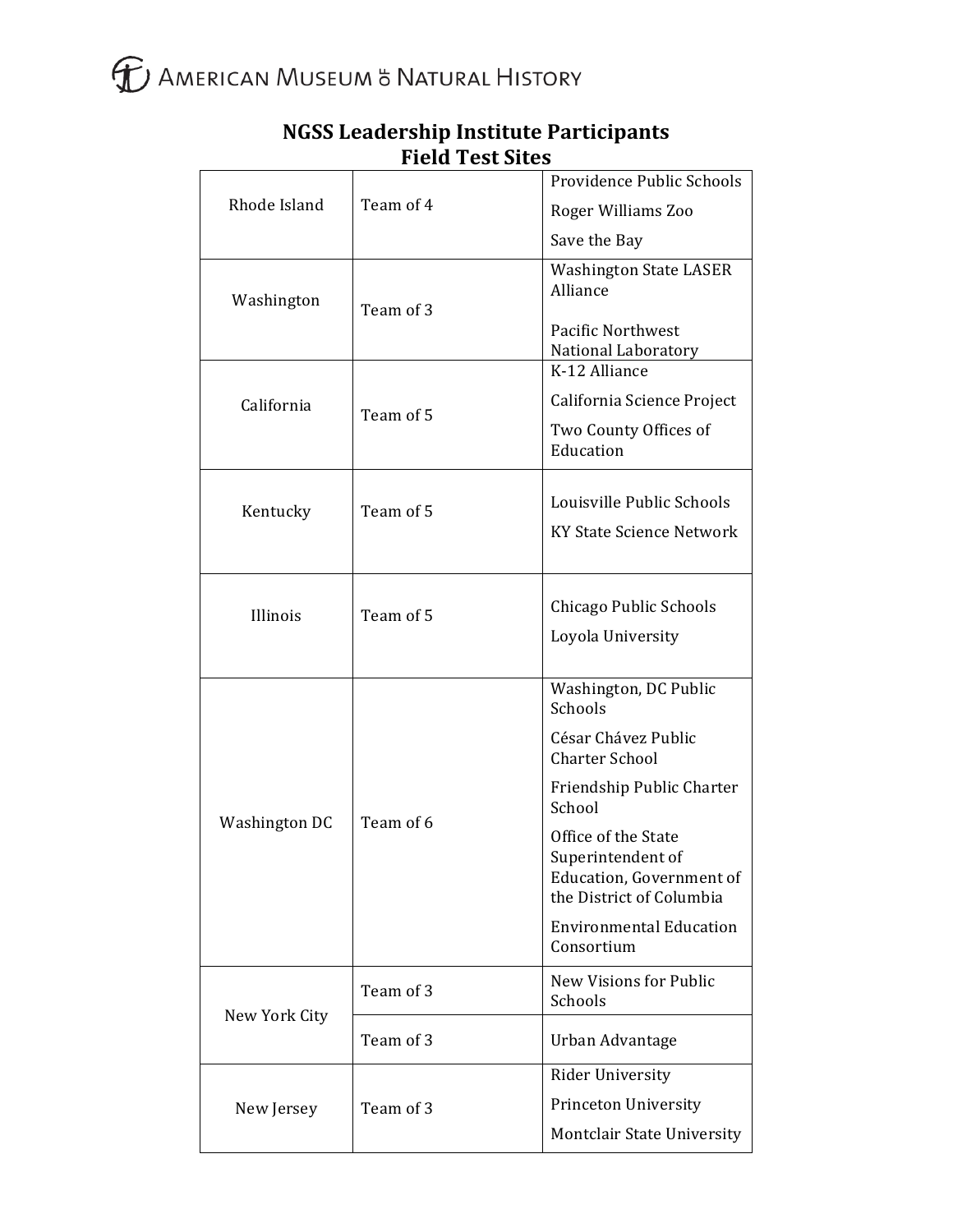AMERICAN MUSEUM OF NATURAL HISTORY

## NGSS Leadership Institute Participants
## Field Test Sites

| | | |
|---|---|---|
| Rhode Island | Team of 4 | Providence Public Schools<br>Roger Williams Zoo<br>Save the Bay |
| Washington | Team of 3 | Washington State LASER Alliance<br>Pacific Northwest National Laboratory |
| California | Team of 5 | K-12 Alliance<br>California Science Project<br>Two County Offices of Education |
| Kentucky | Team of 5 | Louisville Public Schools<br>KY State Science Network |
| Illinois | Team of 5 | Chicago Public Schools<br>Loyola University |
| Washington DC | Team of 6 | Washington, DC Public Schools<br>César Chávez Public Charter School<br>Friendship Public Charter School<br>Office of the State Superintendent of Education, Government of the District of Columbia<br>Environmental Education Consortium |
| New York City | Team of 3 | New Visions for Public Schools |
| | Team of 3 | Urban Advantage |
| New Jersey | Team of 3 | Rider University<br>Princeton University<br>Montclair State University |